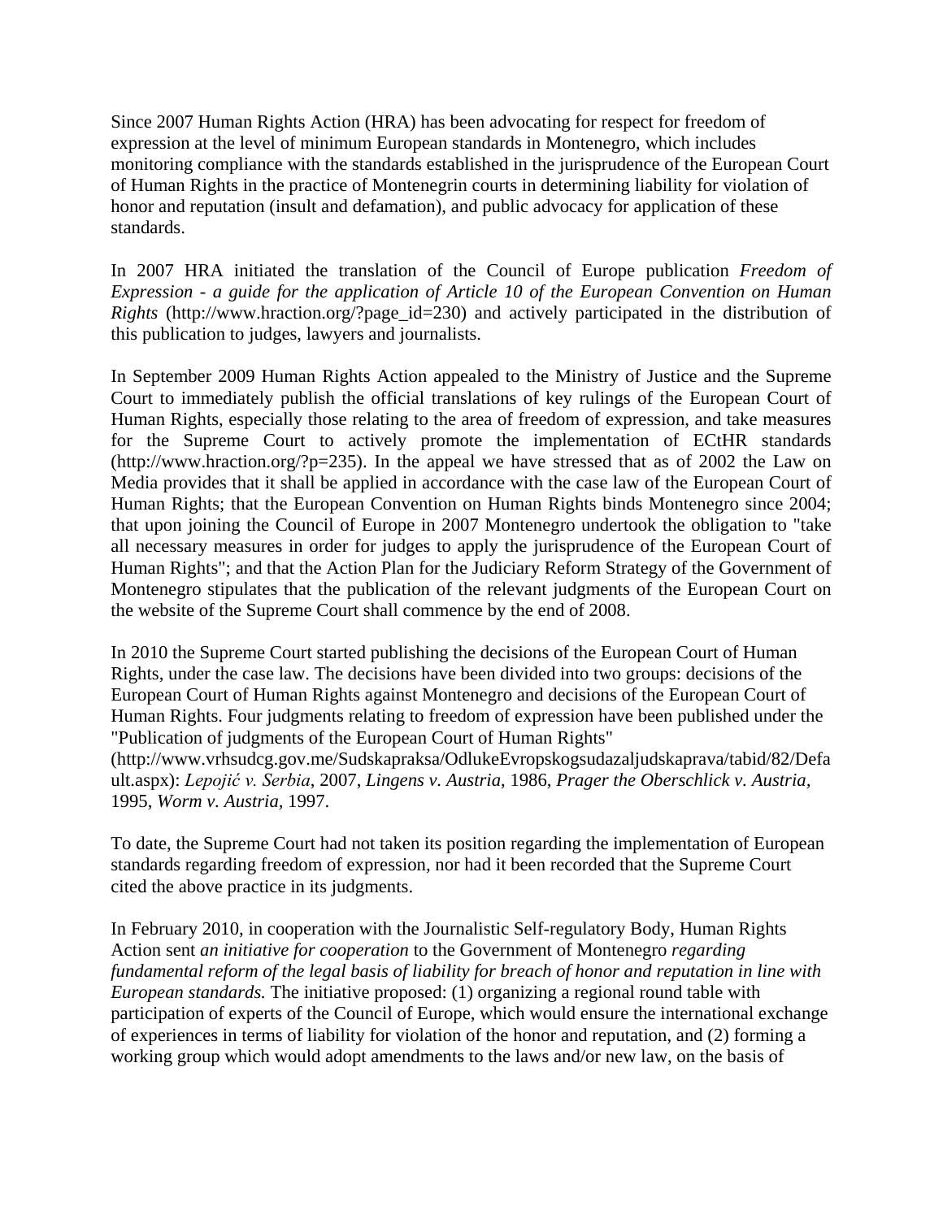Since 2007 Human Rights Action (HRA) has been advocating for respect for freedom of expression at the level of minimum European standards in Montenegro, which includes monitoring compliance with the standards established in the jurisprudence of the European Court of Human Rights in the practice of Montenegrin courts in determining liability for violation of honor and reputation (insult and defamation), and public advocacy for application of these standards.

In 2007 HRA initiated the translation of the Council of Europe publication *Freedom of Expression - a guide for the application of Article 10 of the European Convention on Human Rights* (http://www.hraction.org/?page_id=230) and actively participated in the distribution of this publication to judges, lawyers and journalists.

In September 2009 Human Rights Action appealed to the Ministry of Justice and the Supreme Court to immediately publish the official translations of key rulings of the European Court of Human Rights, especially those relating to the area of freedom of expression, and take measures for the Supreme Court to actively promote the implementation of ECtHR standards (http://www.hraction.org/?p=235). In the appeal we have stressed that as of 2002 the Law on Media provides that it shall be applied in accordance with the case law of the European Court of Human Rights; that the European Convention on Human Rights binds Montenegro since 2004; that upon joining the Council of Europe in 2007 Montenegro undertook the obligation to "take all necessary measures in order for judges to apply the jurisprudence of the European Court of Human Rights"; and that the Action Plan for the Judiciary Reform Strategy of the Government of Montenegro stipulates that the publication of the relevant judgments of the European Court on the website of the Supreme Court shall commence by the end of 2008.

In 2010 the Supreme Court started publishing the decisions of the European Court of Human Rights, under the case law. The decisions have been divided into two groups: decisions of the European Court of Human Rights against Montenegro and decisions of the European Court of Human Rights. Four judgments relating to freedom of expression have been published under the "Publication of judgments of the European Court of Human Rights" (http://www.vrhsudcg.gov.me/Sudskapraksa/OdlukeEvropskogsudazaljudskaprava/tabid/82/Default.aspx): *Lepojić v. Serbia*, 2007, *Lingens v. Austria*, 1986, *Prager the Oberschlick v. Austria*, 1995, *Worm v. Austria*, 1997.

To date, the Supreme Court had not taken its position regarding the implementation of European standards regarding freedom of expression, nor had it been recorded that the Supreme Court cited the above practice in its judgments.

In February 2010, in cooperation with the Journalistic Self-regulatory Body, Human Rights Action sent *an initiative for cooperation* to the Government of Montenegro *regarding fundamental reform of the legal basis of liability for breach of honor and reputation in line with European standards.* The initiative proposed: (1) organizing a regional round table with participation of experts of the Council of Europe, which would ensure the international exchange of experiences in terms of liability for violation of the honor and reputation, and (2) forming a working group which would adopt amendments to the laws and/or new law, on the basis of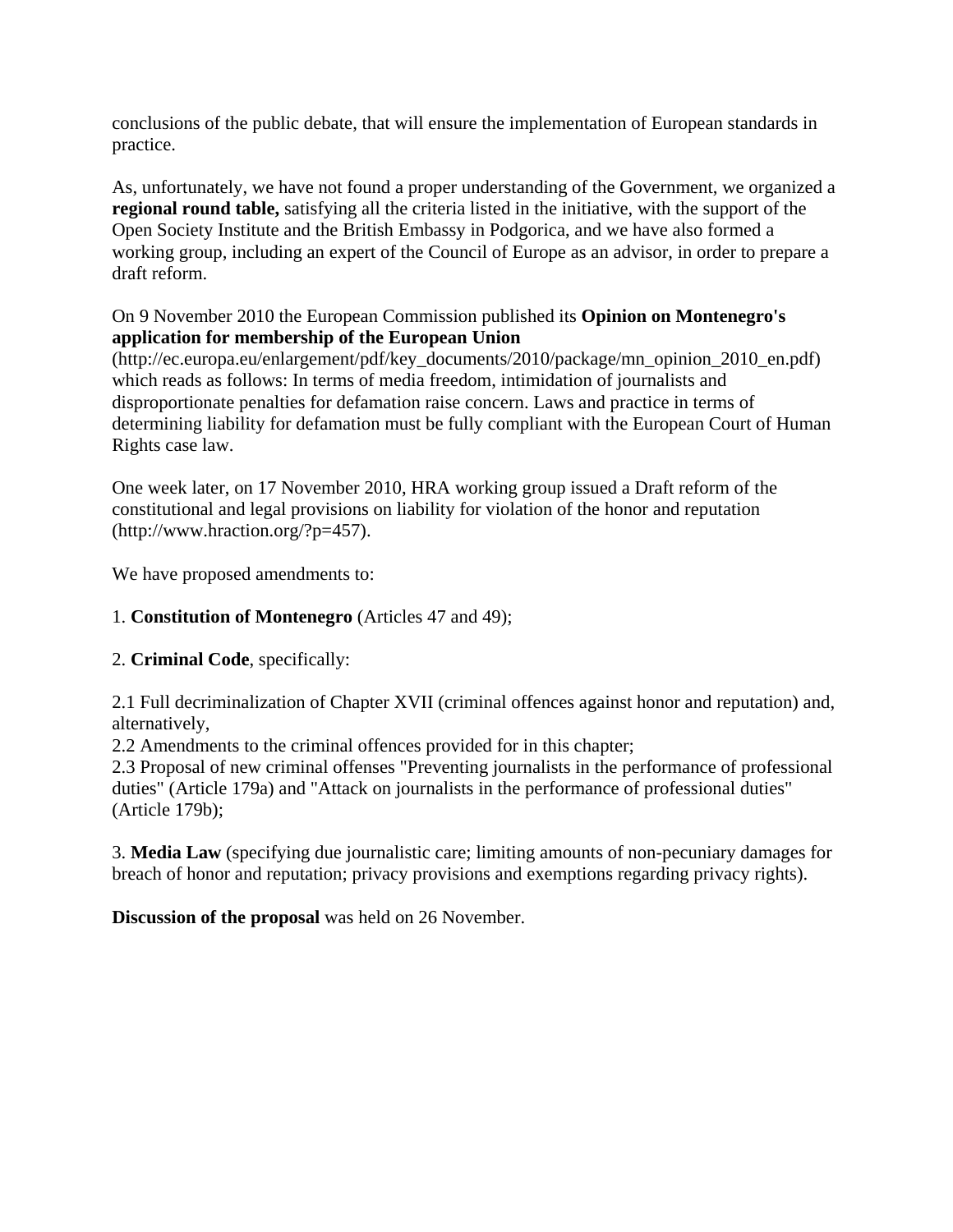conclusions of the public debate, that will ensure the implementation of European standards in practice.

As, unfortunately, we have not found a proper understanding of the Government, we organized a **regional round table,** satisfying all the criteria listed in the initiative, with the support of the Open Society Institute and the British Embassy in Podgorica, and we have also formed a working group, including an expert of the Council of Europe as an advisor, in order to prepare a draft reform.

On 9 November 2010 the European Commission published its **Opinion on Montenegro's application for membership of the European Union** (http://ec.europa.eu/enlargement/pdf/key_documents/2010/package/mn_opinion_2010_en.pdf) which reads as follows: In terms of media freedom, intimidation of journalists and disproportionate penalties for defamation raise concern. Laws and practice in terms of determining liability for defamation must be fully compliant with the European Court of Human Rights case law.

One week later, on 17 November 2010, HRA working group issued a Draft reform of the constitutional and legal provisions on liability for violation of the honor and reputation (http://www.hraction.org/?p=457).

We have proposed amendments to:

1. **Constitution of Montenegro** (Articles 47 and 49);

2. **Criminal Code**, specifically:

2.1 Full decriminalization of Chapter XVII (criminal offences against honor and reputation) and, alternatively,
2.2 Amendments to the criminal offences provided for in this chapter;
2.3 Proposal of new criminal offenses "Preventing journalists in the performance of professional duties" (Article 179a) and "Attack on journalists in the performance of professional duties" (Article 179b);

3. **Media Law** (specifying due journalistic care; limiting amounts of non-pecuniary damages for breach of honor and reputation; privacy provisions and exemptions regarding privacy rights).

**Discussion of the proposal** was held on 26 November.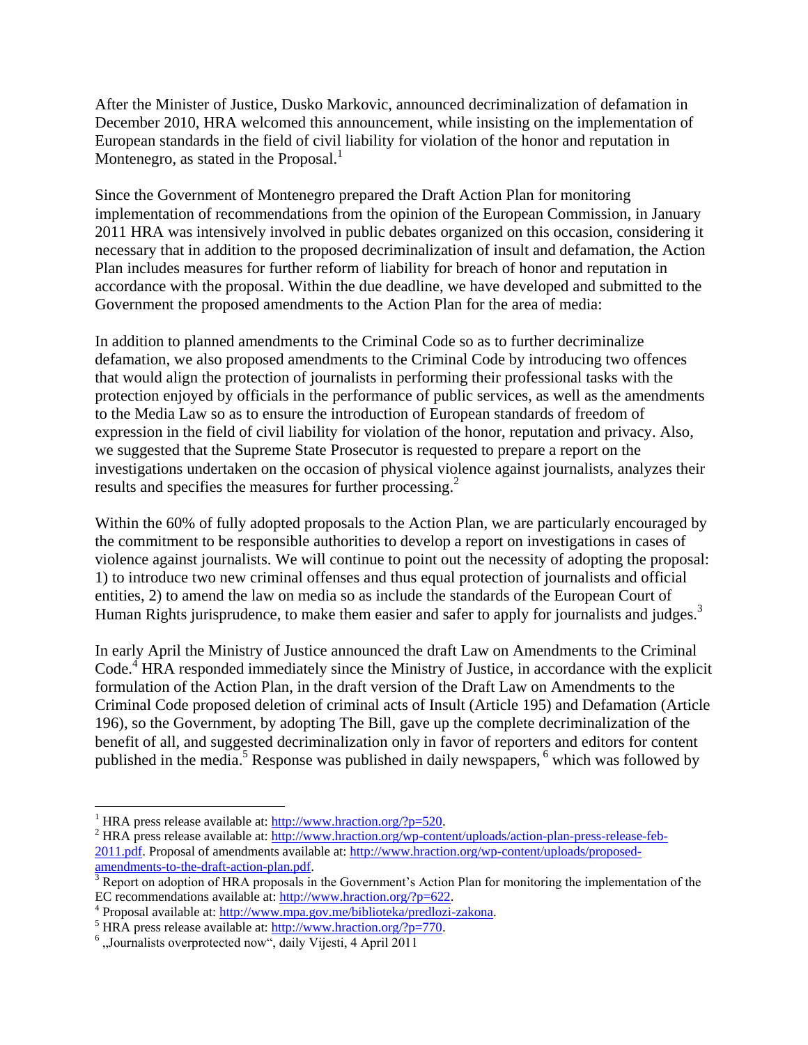After the Minister of Justice, Dusko Markovic, announced decriminalization of defamation in December 2010, HRA welcomed this announcement, while insisting on the implementation of European standards in the field of civil liability for violation of the honor and reputation in Montenegro, as stated in the Proposal.[1]

Since the Government of Montenegro prepared the Draft Action Plan for monitoring implementation of recommendations from the opinion of the European Commission, in January 2011 HRA was intensively involved in public debates organized on this occasion, considering it necessary that in addition to the proposed decriminalization of insult and defamation, the Action Plan includes measures for further reform of liability for breach of honor and reputation in accordance with the proposal. Within the due deadline, we have developed and submitted to the Government the proposed amendments to the Action Plan for the area of media:

In addition to planned amendments to the Criminal Code so as to further decriminalize defamation, we also proposed amendments to the Criminal Code by introducing two offences that would align the protection of journalists in performing their professional tasks with the protection enjoyed by officials in the performance of public services, as well as the amendments to the Media Law so as to ensure the introduction of European standards of freedom of expression in the field of civil liability for violation of the honor, reputation and privacy. Also, we suggested that the Supreme State Prosecutor is requested to prepare a report on the investigations undertaken on the occasion of physical violence against journalists, analyzes their results and specifies the measures for further processing.[2]

Within the 60% of fully adopted proposals to the Action Plan, we are particularly encouraged by the commitment to be responsible authorities to develop a report on investigations in cases of violence against journalists. We will continue to point out the necessity of adopting the proposal: 1) to introduce two new criminal offenses and thus equal protection of journalists and official entities, 2) to amend the law on media so as include the standards of the European Court of Human Rights jurisprudence, to make them easier and safer to apply for journalists and judges.[3]

In early April the Ministry of Justice announced the draft Law on Amendments to the Criminal Code.[4] HRA responded immediately since the Ministry of Justice, in accordance with the explicit formulation of the Action Plan, in the draft version of the Draft Law on Amendments to the Criminal Code proposed deletion of criminal acts of Insult (Article 195) and Defamation (Article 196), so the Government, by adopting The Bill, gave up the complete decriminalization of the benefit of all, and suggested decriminalization only in favor of reporters and editors for content published in the media.[5] Response was published in daily newspapers, [6] which was followed by

---

[1] HRA press release available at: http://www.hraction.org/?p=520.

[2] HRA press release available at: http://www.hraction.org/wp-content/uploads/action-plan-press-release-feb-2011.pdf. Proposal of amendments available at: http://www.hraction.org/wp-content/uploads/proposed-amendments-to-the-draft-action-plan.pdf.

[3] Report on adoption of HRA proposals in the Government's Action Plan for monitoring the implementation of the EC recommendations available at: http://www.hraction.org/?p=622.

[4] Proposal available at: http://www.mpa.gov.me/biblioteka/predlozi-zakona.

[5] HRA press release available at: http://www.hraction.org/?p=770.

[6] „Journalists overprotected now", daily Vijesti, 4 April 2011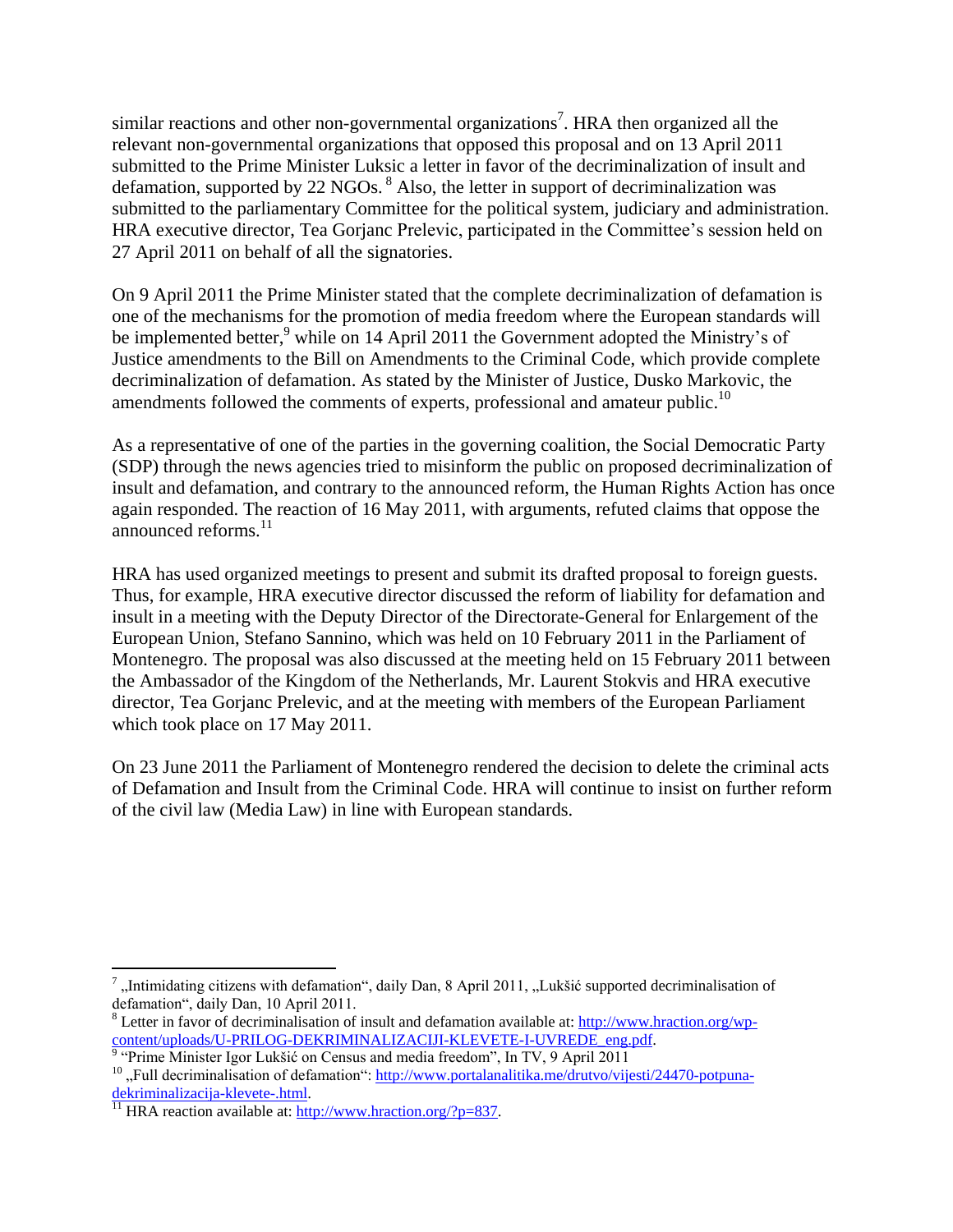similar reactions and other non-governmental organizations[7]. HRA then organized all the relevant non-governmental organizations that opposed this proposal and on 13 April 2011 submitted to the Prime Minister Luksic a letter in favor of the decriminalization of insult and defamation, supported by 22 NGOs. [8] Also, the letter in support of decriminalization was submitted to the parliamentary Committee for the political system, judiciary and administration. HRA executive director, Tea Gorjanc Prelevic, participated in the Committee's session held on 27 April 2011 on behalf of all the signatories.

On 9 April 2011 the Prime Minister stated that the complete decriminalization of defamation is one of the mechanisms for the promotion of media freedom where the European standards will be implemented better,[9] while on 14 April 2011 the Government adopted the Ministry's of Justice amendments to the Bill on Amendments to the Criminal Code, which provide complete decriminalization of defamation. As stated by the Minister of Justice, Dusko Markovic, the amendments followed the comments of experts, professional and amateur public.[10]

As a representative of one of the parties in the governing coalition, the Social Democratic Party (SDP) through the news agencies tried to misinform the public on proposed decriminalization of insult and defamation, and contrary to the announced reform, the Human Rights Action has once again responded. The reaction of 16 May 2011, with arguments, refuted claims that oppose the announced reforms.[11]

HRA has used organized meetings to present and submit its drafted proposal to foreign guests. Thus, for example, HRA executive director discussed the reform of liability for defamation and insult in a meeting with the Deputy Director of the Directorate-General for Enlargement of the European Union, Stefano Sannino, which was held on 10 February 2011 in the Parliament of Montenegro. The proposal was also discussed at the meeting held on 15 February 2011 between the Ambassador of the Kingdom of the Netherlands, Mr. Laurent Stokvis and HRA executive director, Tea Gorjanc Prelevic, and at the meeting with members of the European Parliament which took place on 17 May 2011.

On 23 June 2011 the Parliament of Montenegro rendered the decision to delete the criminal acts of Defamation and Insult from the Criminal Code. HRA will continue to insist on further reform of the civil law (Media Law) in line with European standards.

---

[7] „Intimidating citizens with defamation", daily Dan, 8 April 2011, „Lukšić supported decriminalisation of defamation", daily Dan, 10 April 2011.

[8] Letter in favor of decriminalisation of insult and defamation available at: http://www.hraction.org/wp-content/uploads/U-PRILOG-DEKRIMINALIZACIJI-KLEVETE-I-UVREDE_eng.pdf.

[9] "Prime Minister Igor Lukšić on Census and media freedom", In TV, 9 April 2011

[10] „Full decriminalisation of defamation": http://www.portalanalitika.me/drutvo/vijesti/24470-potpuna-dekriminalizacija-klevete-.html.

[11] HRA reaction available at: http://www.hraction.org/?p=837.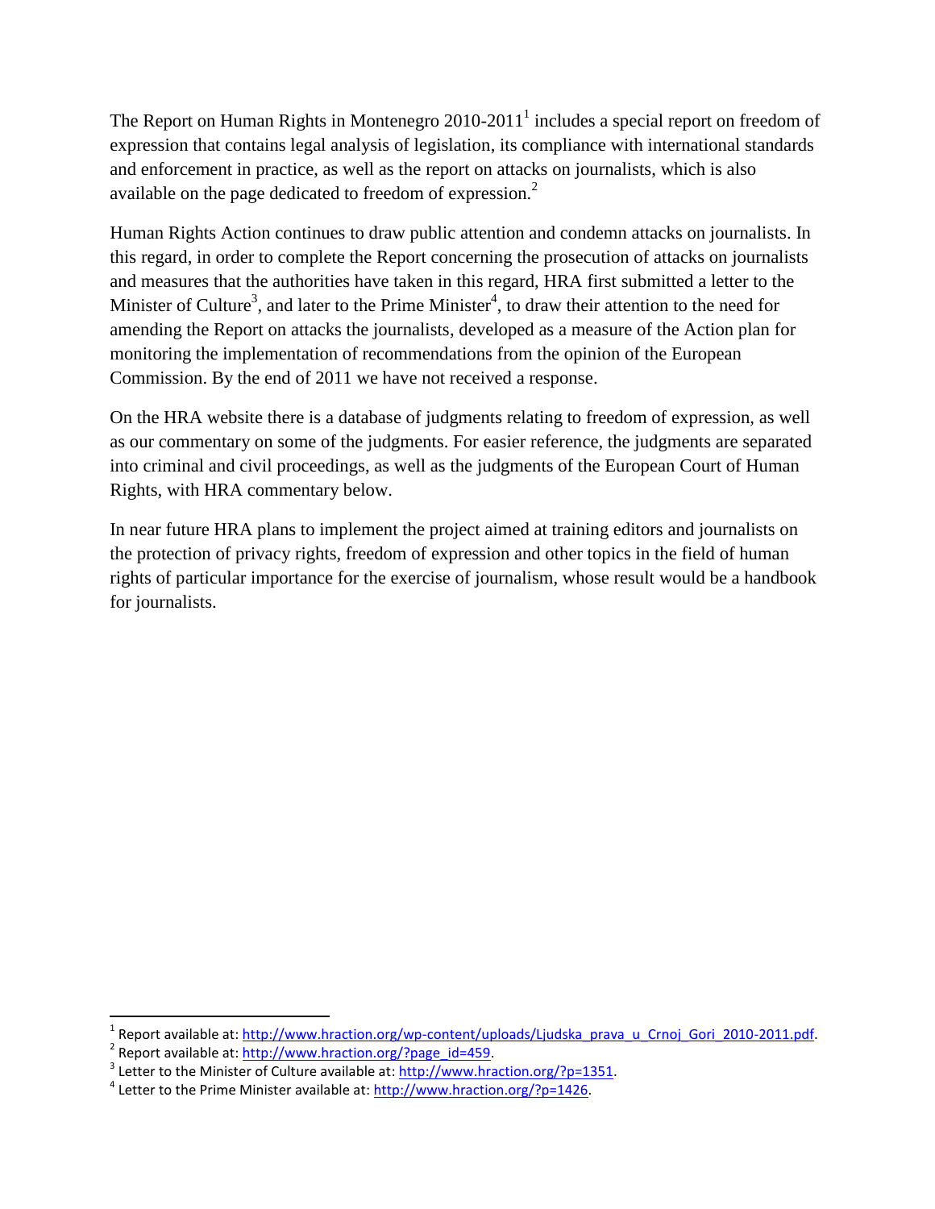The Report on Human Rights in Montenegro 2010-2011[1] includes a special report on freedom of expression that contains legal analysis of legislation, its compliance with international standards and enforcement in practice, as well as the report on attacks on journalists, which is also available on the page dedicated to freedom of expression.[2]

Human Rights Action continues to draw public attention and condemn attacks on journalists. In this regard, in order to complete the Report concerning the prosecution of attacks on journalists and measures that the authorities have taken in this regard, HRA first submitted a letter to the Minister of Culture[3], and later to the Prime Minister[4], to draw their attention to the need for amending the Report on attacks the journalists, developed as a measure of the Action plan for monitoring the implementation of recommendations from the opinion of the European Commission. By the end of 2011 we have not received a response.

On the HRA website there is a database of judgments relating to freedom of expression, as well as our commentary on some of the judgments. For easier reference, the judgments are separated into criminal and civil proceedings, as well as the judgments of the European Court of Human Rights, with HRA commentary below.

In near future HRA plans to implement the project aimed at training editors and journalists on the protection of privacy rights, freedom of expression and other topics in the field of human rights of particular importance for the exercise of journalism, whose result would be a handbook for journalists.

---

[1] Report available at: http://www.hraction.org/wp-content/uploads/Ljudska_prava_u_Crnoj_Gori_2010-2011.pdf.

[2] Report available at: http://www.hraction.org/?page_id=459.

[3] Letter to the Minister of Culture available at: http://www.hraction.org/?p=1351.

[4] Letter to the Prime Minister available at: http://www.hraction.org/?p=1426.